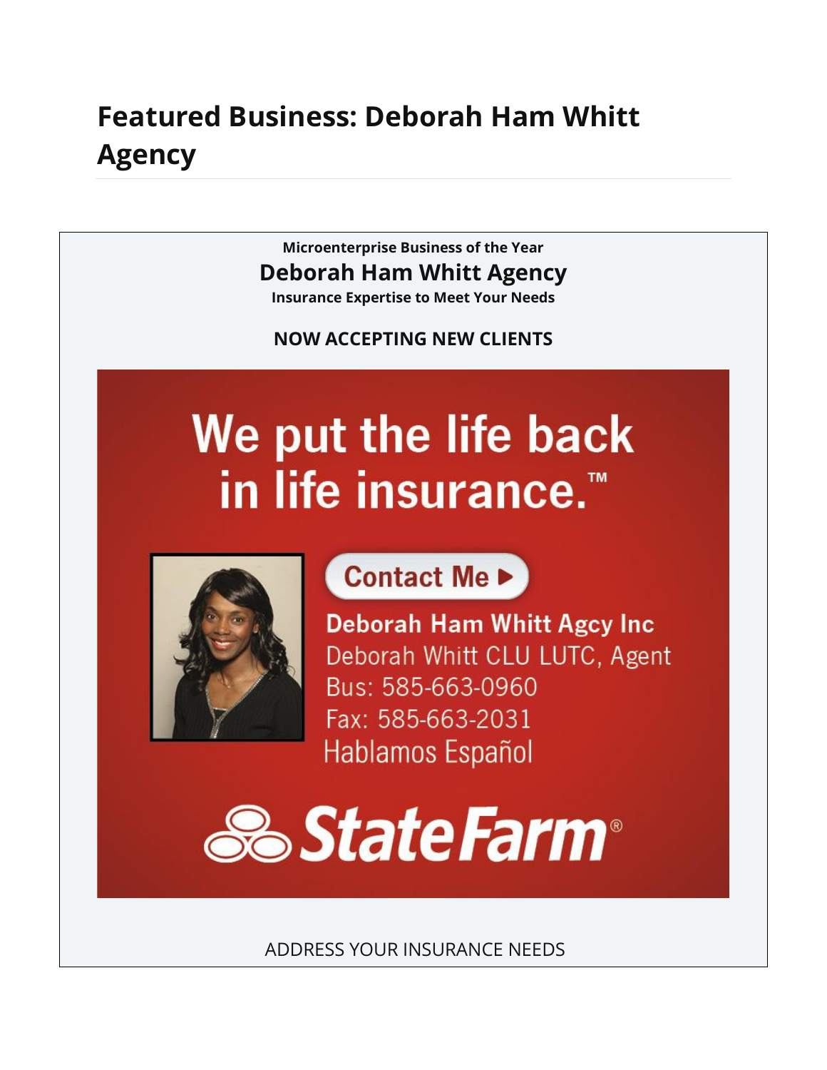# Featured Business: Deborah Ham Whitt Agency

**Microenterprise Business of the Year**

## Deborah Ham Whitt Agency

**Insurance Expertise to Meet Your Needs**

**NOW ACCEPTING NEW CLIENTS**

We put the life back in life insurance.™

Contact Me ▶

**Deborah Ham Whitt Agcy Inc**
Deborah Whitt CLU LUTC, Agent
Bus: 585-663-0960
Fax: 585-663-2031
Hablamos Español

State Farm®

ADDRESS YOUR INSURANCE NEEDS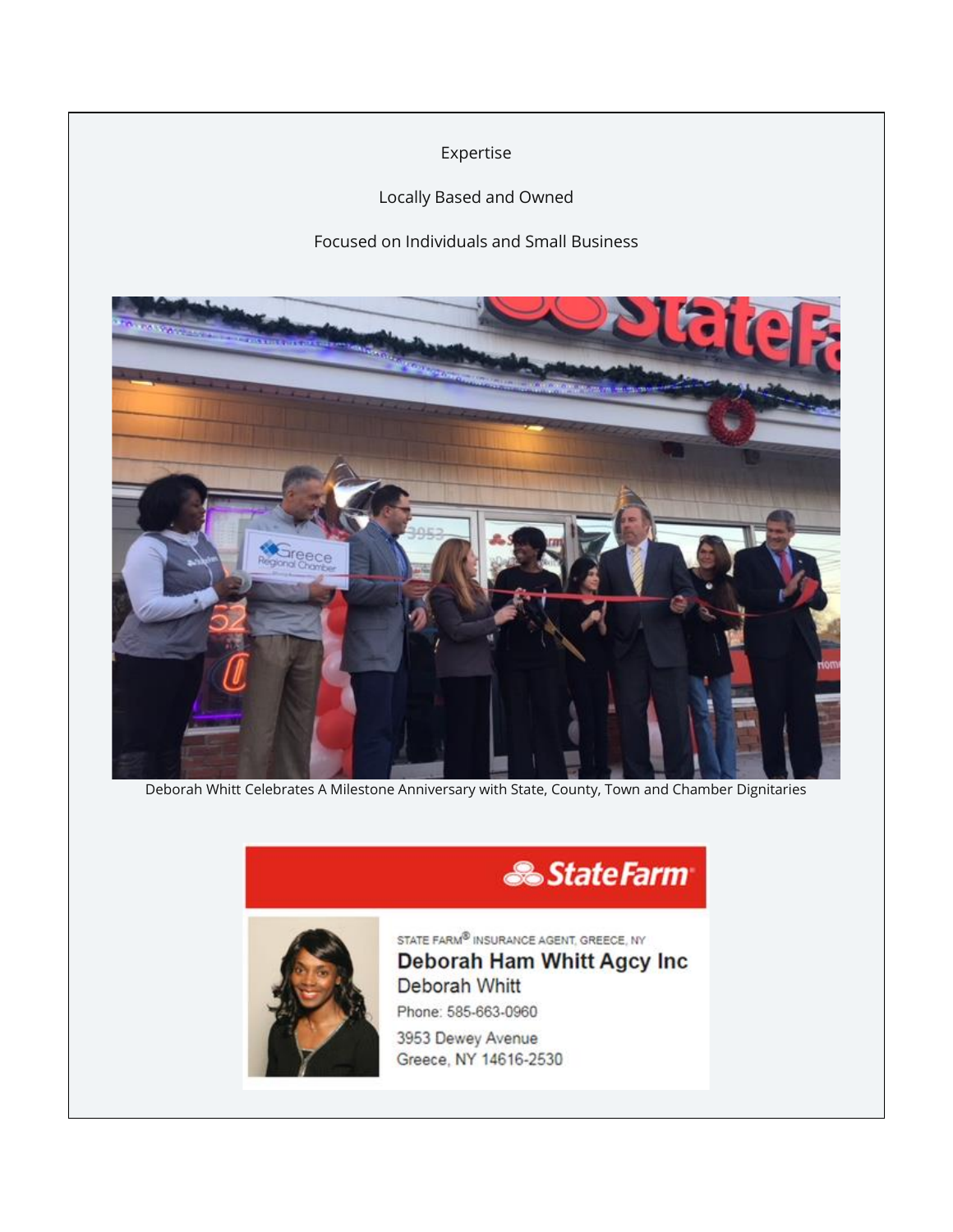Expertise

Locally Based and Owned

Focused on Individuals and Small Business

Deborah Whitt Celebrates A Milestone Anniversary with State, County, Town and Chamber Dignitaries

State Farm

STATE FARM® INSURANCE AGENT, GREECE, NY

**Deborah Ham Whitt Agcy Inc**

Deborah Whitt

Phone: 585-663-0960

3953 Dewey Avenue
Greece, NY 14616-2530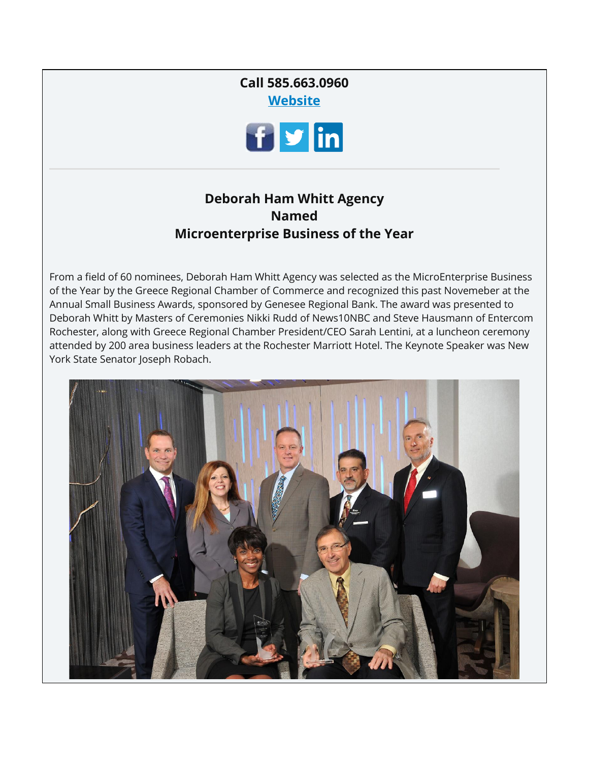**Call 585.663.0960**

**[Website]**

## Deborah Ham Whitt Agency Named Microenterprise Business of the Year

From a field of 60 nominees, Deborah Ham Whitt Agency was selected as the MicroEnterprise Business of the Year by the Greece Regional Chamber of Commerce and recognized this past Novemeber at the Annual Small Business Awards, sponsored by Genesee Regional Bank. The award was presented to Deborah Whitt by Masters of Ceremonies Nikki Rudd of News10NBC and Steve Hausmann of Entercom Rochester, along with Greece Regional Chamber President/CEO Sarah Lentini, at a luncheon ceremony attended by 200 area business leaders at the Rochester Marriott Hotel. The Keynote Speaker was New York State Senator Joseph Robach.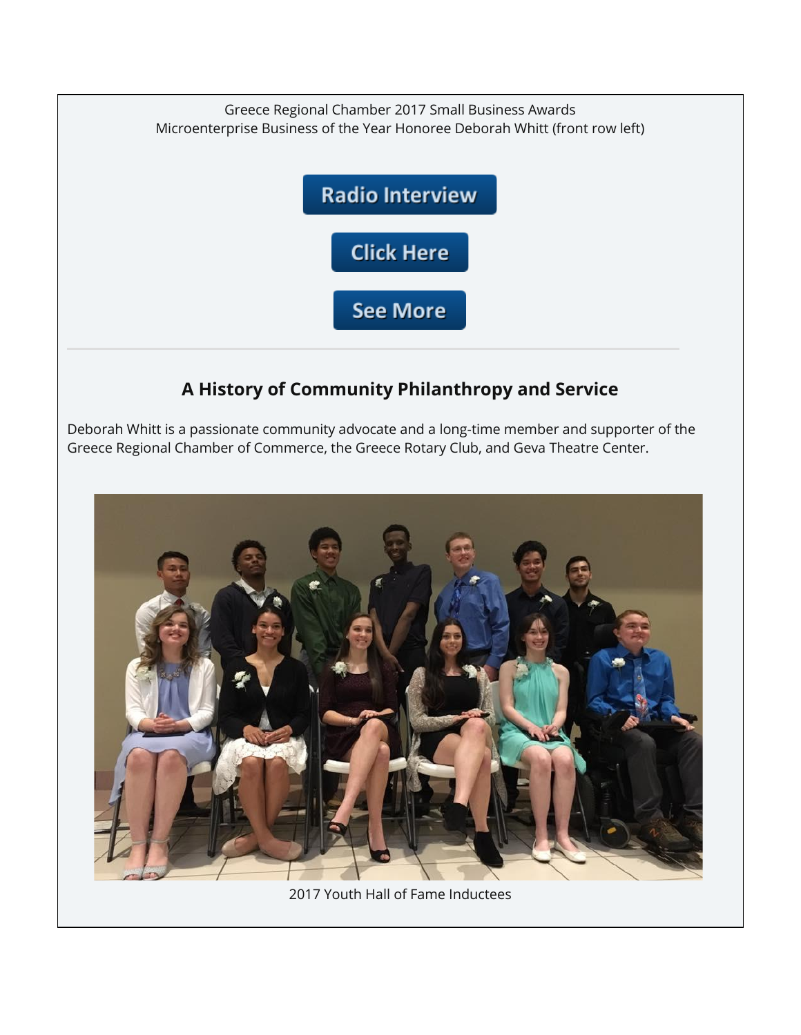Greece Regional Chamber 2017 Small Business Awards
Microenterprise Business of the Year Honoree Deborah Whitt (front row left)

Radio Interview

Click Here

See More

---

## A History of Community Philanthropy and Service

Deborah Whitt is a passionate community advocate and a long-time member and supporter of the Greece Regional Chamber of Commerce, the Greece Rotary Club, and Geva Theatre Center.

2017 Youth Hall of Fame Inductees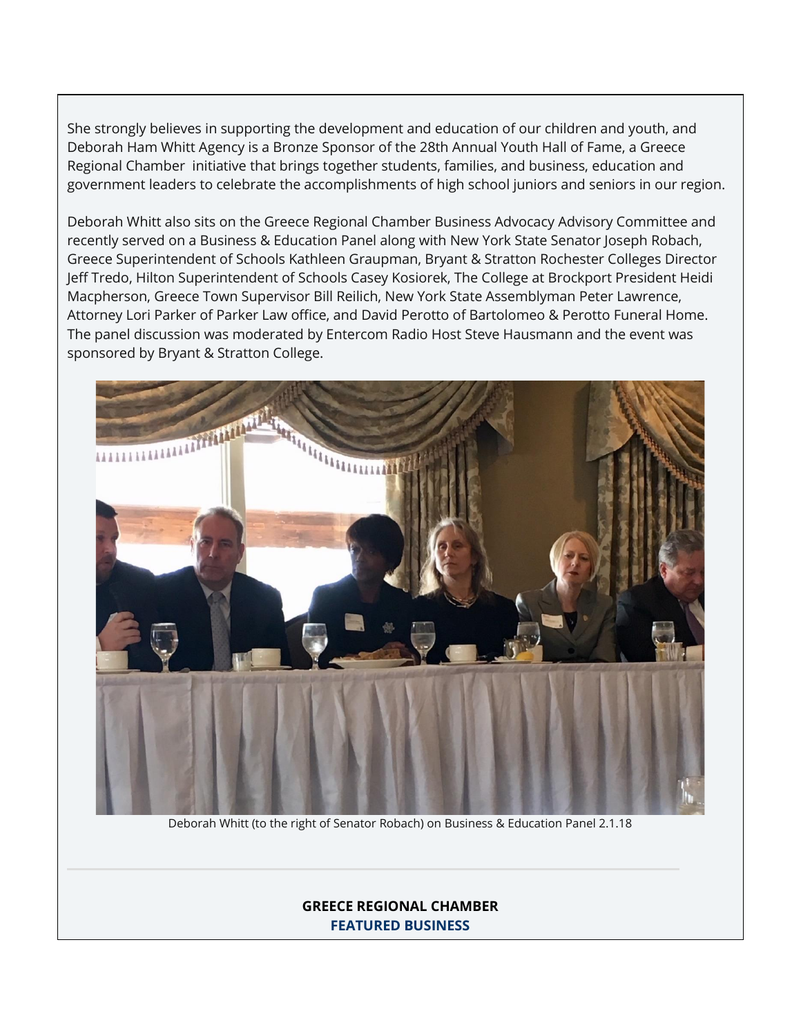She strongly believes in supporting the development and education of our children and youth, and Deborah Ham Whitt Agency is a Bronze Sponsor of the 28th Annual Youth Hall of Fame, a Greece Regional Chamber initiative that brings together students, families, and business, education and government leaders to celebrate the accomplishments of high school juniors and seniors in our region.

Deborah Whitt also sits on the Greece Regional Chamber Business Advocacy Advisory Committee and recently served on a Business & Education Panel along with New York State Senator Joseph Robach, Greece Superintendent of Schools Kathleen Graupman, Bryant & Stratton Rochester Colleges Director Jeff Tredo, Hilton Superintendent of Schools Casey Kosiorek, The College at Brockport President Heidi Macpherson, Greece Town Supervisor Bill Reilich, New York State Assemblyman Peter Lawrence, Attorney Lori Parker of Parker Law office, and David Perotto of Bartolomeo & Perotto Funeral Home. The panel discussion was moderated by Entercom Radio Host Steve Hausmann and the event was sponsored by Bryant & Stratton College.

Deborah Whitt (to the right of Senator Robach) on Business & Education Panel 2.1.18

---

**GREECE REGIONAL CHAMBER**
**FEATURED BUSINESS**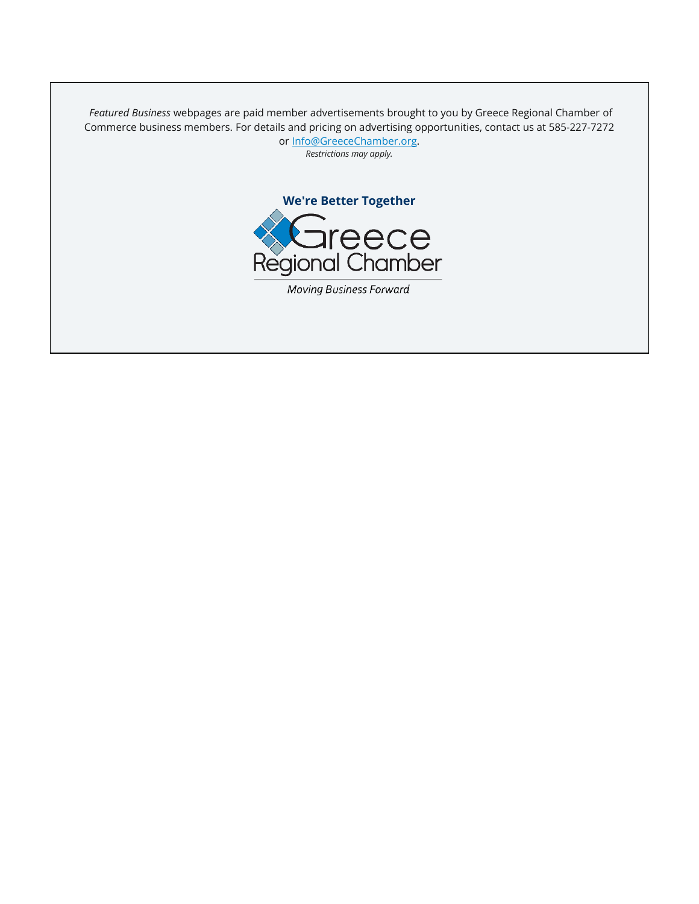*Featured Business* webpages are paid member advertisements brought to you by Greece Regional Chamber of Commerce business members. For details and pricing on advertising opportunities, contact us at 585-227-7272 or [Info@GreeceChamber.org](mailto:Info@GreeceChamber.org).

*Restrictions may apply.*

**We're Better Together**

Greece Regional Chamber

*Moving Business Forward*